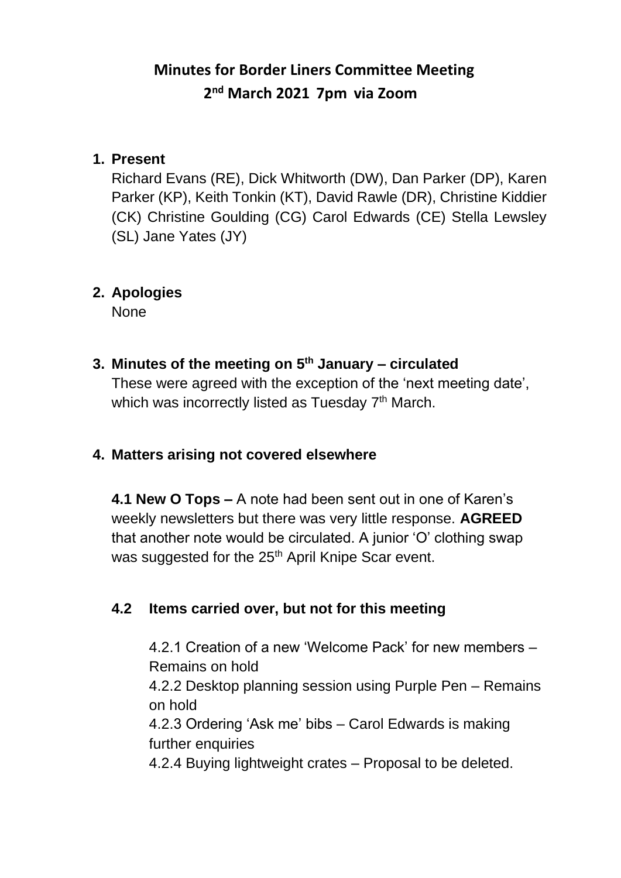# Minutes for Border Liners Committee Meeting

## 2nd March 2021 7pm via Zoom

1. **Present**

   Richard Evans (RE), Dick Whitworth (DW), Dan Parker (DP), Karen Parker (KP), Keith Tonkin (KT), David Rawle (DR), Christine Kiddier (CK) Christine Goulding (CG) Carol Edwards (CE) Stella Lewsley (SL) Jane Yates (JY)

2. **Apologies**

   None

3. **Minutes of the meeting on 5th January – circulated**

   These were agreed with the exception of the 'next meeting date', which was incorrectly listed as Tuesday 7th March.

4. **Matters arising not covered elsewhere**

   **4.1 New O Tops –** A note had been sent out in one of Karen's weekly newsletters but there was very little response. **AGREED** that another note would be circulated. A junior 'O' clothing swap was suggested for the 25th April Knipe Scar event.

   **4.2 Items carried over, but not for this meeting**

   4.2.1 Creation of a new 'Welcome Pack' for new members – Remains on hold

   4.2.2 Desktop planning session using Purple Pen – Remains on hold

   4.2.3 Ordering 'Ask me' bibs – Carol Edwards is making further enquiries

   4.2.4 Buying lightweight crates – Proposal to be deleted.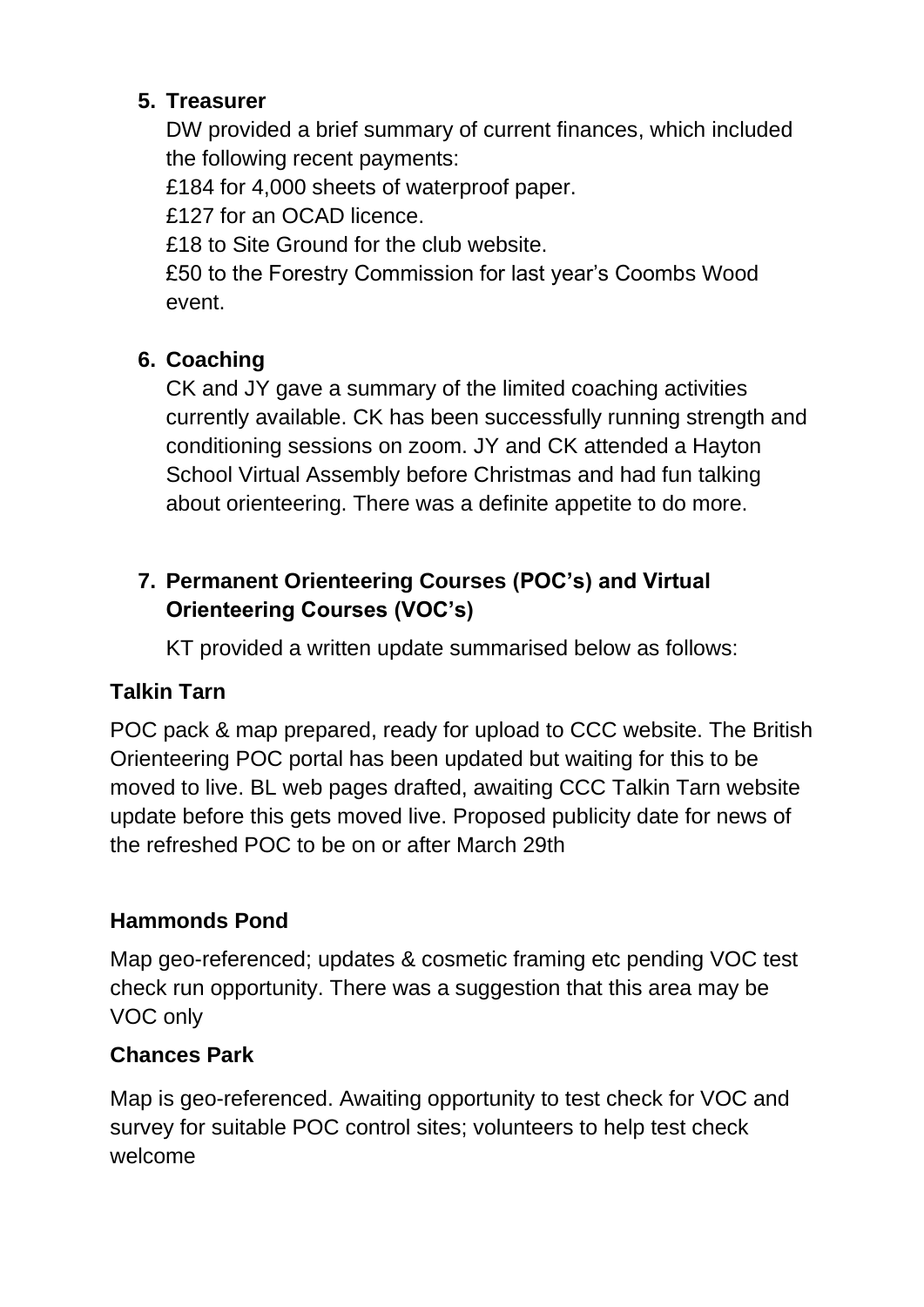5. **Treasurer**

   DW provided a brief summary of current finances, which included the following recent payments:

   £184 for 4,000 sheets of waterproof paper.

   £127 for an OCAD licence.

   £18 to Site Ground for the club website.

   £50 to the Forestry Commission for last year's Coombs Wood event.

6. **Coaching**

   CK and JY gave a summary of the limited coaching activities currently available. CK has been successfully running strength and conditioning sessions on zoom. JY and CK attended a Hayton School Virtual Assembly before Christmas and had fun talking about orienteering. There was a definite appetite to do more.

7. **Permanent Orienteering Courses (POC's) and Virtual Orienteering Courses (VOC's)**

   KT provided a written update summarised below as follows:

**Talkin Tarn**

POC pack & map prepared, ready for upload to CCC website. The British Orienteering POC portal has been updated but waiting for this to be moved to live. BL web pages drafted, awaiting CCC Talkin Tarn website update before this gets moved live. Proposed publicity date for news of the refreshed POC to be on or after March 29th

**Hammonds Pond**

Map geo-referenced; updates & cosmetic framing etc pending VOC test check run opportunity. There was a suggestion that this area may be VOC only

**Chances Park**

Map is geo-referenced. Awaiting opportunity to test check for VOC and survey for suitable POC control sites; volunteers to help test check welcome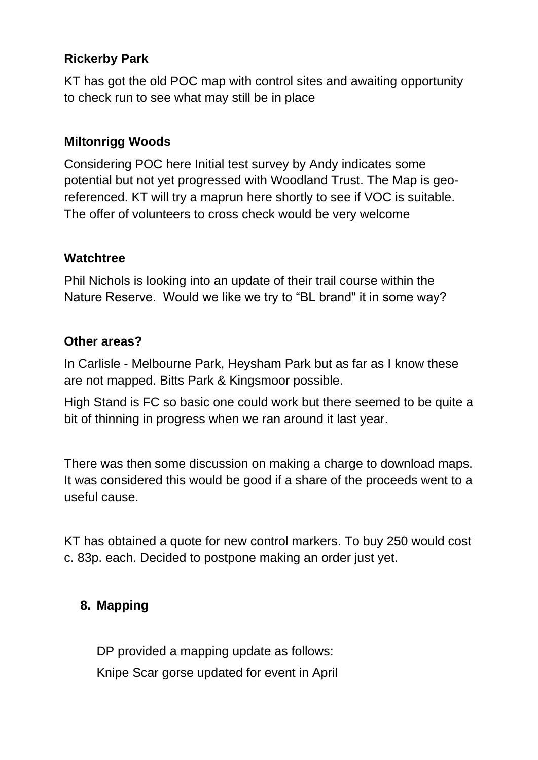**Rickerby Park**

KT has got the old POC map with control sites and awaiting opportunity to check run to see what may still be in place

**Miltonrigg Woods**

Considering POC here Initial test survey by Andy indicates some potential but not yet progressed with Woodland Trust. The Map is geo-referenced. KT will try a maprun here shortly to see if VOC is suitable. The offer of volunteers to cross check would be very welcome

**Watchtree**

Phil Nichols is looking into an update of their trail course within the Nature Reserve. Would we like we try to "BL brand" it in some way?

**Other areas?**

In Carlisle - Melbourne Park, Heysham Park but as far as I know these are not mapped. Bitts Park & Kingsmoor possible.

High Stand is FC so basic one could work but there seemed to be quite a bit of thinning in progress when we ran around it last year.

There was then some discussion on making a charge to download maps. It was considered this would be good if a share of the proceeds went to a useful cause.

KT has obtained a quote for new control markers. To buy 250 would cost c. 83p. each. Decided to postpone making an order just yet.

8. **Mapping**

DP provided a mapping update as follows:

Knipe Scar gorse updated for event in April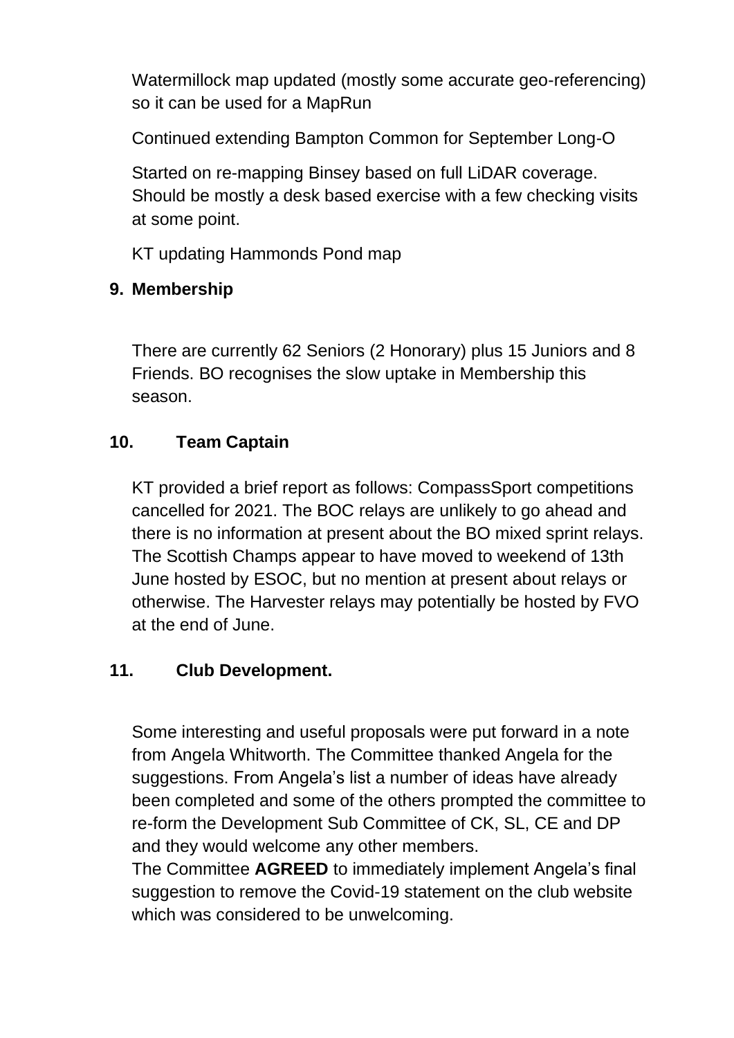Watermillock map updated (mostly some accurate geo-referencing) so it can be used for a MapRun

Continued extending Bampton Common for September Long-O

Started on re-mapping Binsey based on full LiDAR coverage. Should be mostly a desk based exercise with a few checking visits at some point.

KT updating Hammonds Pond map

## 9. Membership

There are currently 62 Seniors (2 Honorary) plus 15 Juniors and 8 Friends. BO recognises the slow uptake in Membership this season.

## 10. Team Captain

KT provided a brief report as follows: CompassSport competitions cancelled for 2021. The BOC relays are unlikely to go ahead and there is no information at present about the BO mixed sprint relays. The Scottish Champs appear to have moved to weekend of 13th June hosted by ESOC, but no mention at present about relays or otherwise. The Harvester relays may potentially be hosted by FVO at the end of June.

## 11. Club Development.

Some interesting and useful proposals were put forward in a note from Angela Whitworth. The Committee thanked Angela for the suggestions. From Angela's list a number of ideas have already been completed and some of the others prompted the committee to re-form the Development Sub Committee of CK, SL, CE and DP and they would welcome any other members.
The Committee **AGREED** to immediately implement Angela's final suggestion to remove the Covid-19 statement on the club website which was considered to be unwelcoming.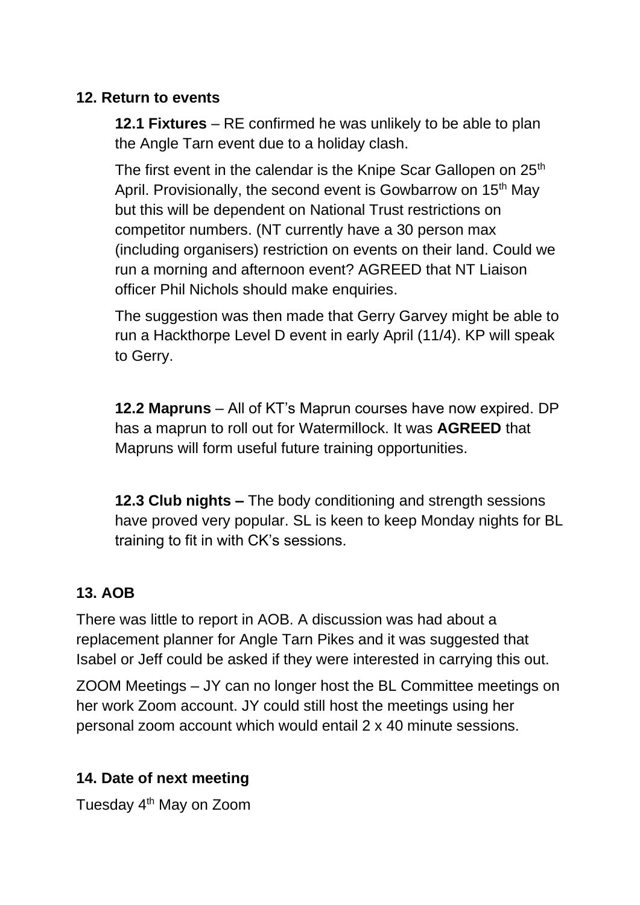### 12. Return to events

**12.1 Fixtures** – RE confirmed he was unlikely to be able to plan the Angle Tarn event due to a holiday clash.

The first event in the calendar is the Knipe Scar Gallopen on 25th April. Provisionally, the second event is Gowbarrow on 15th May but this will be dependent on National Trust restrictions on competitor numbers. (NT currently have a 30 person max (including organisers) restriction on events on their land. Could we run a morning and afternoon event? AGREED that NT Liaison officer Phil Nichols should make enquiries.

The suggestion was then made that Gerry Garvey might be able to run a Hackthorpe Level D event in early April (11/4). KP will speak to Gerry.

**12.2 Mapruns** – All of KT's Maprun courses have now expired. DP has a maprun to roll out for Watermillock. It was **AGREED** that Mapruns will form useful future training opportunities.

**12.3 Club nights –** The body conditioning and strength sessions have proved very popular. SL is keen to keep Monday nights for BL training to fit in with CK's sessions.

### 13. AOB

There was little to report in AOB. A discussion was had about a replacement planner for Angle Tarn Pikes and it was suggested that Isabel or Jeff could be asked if they were interested in carrying this out.

ZOOM Meetings – JY can no longer host the BL Committee meetings on her work Zoom account. JY could still host the meetings using her personal zoom account which would entail 2 x 40 minute sessions.

### 14. Date of next meeting

Tuesday 4th May on Zoom